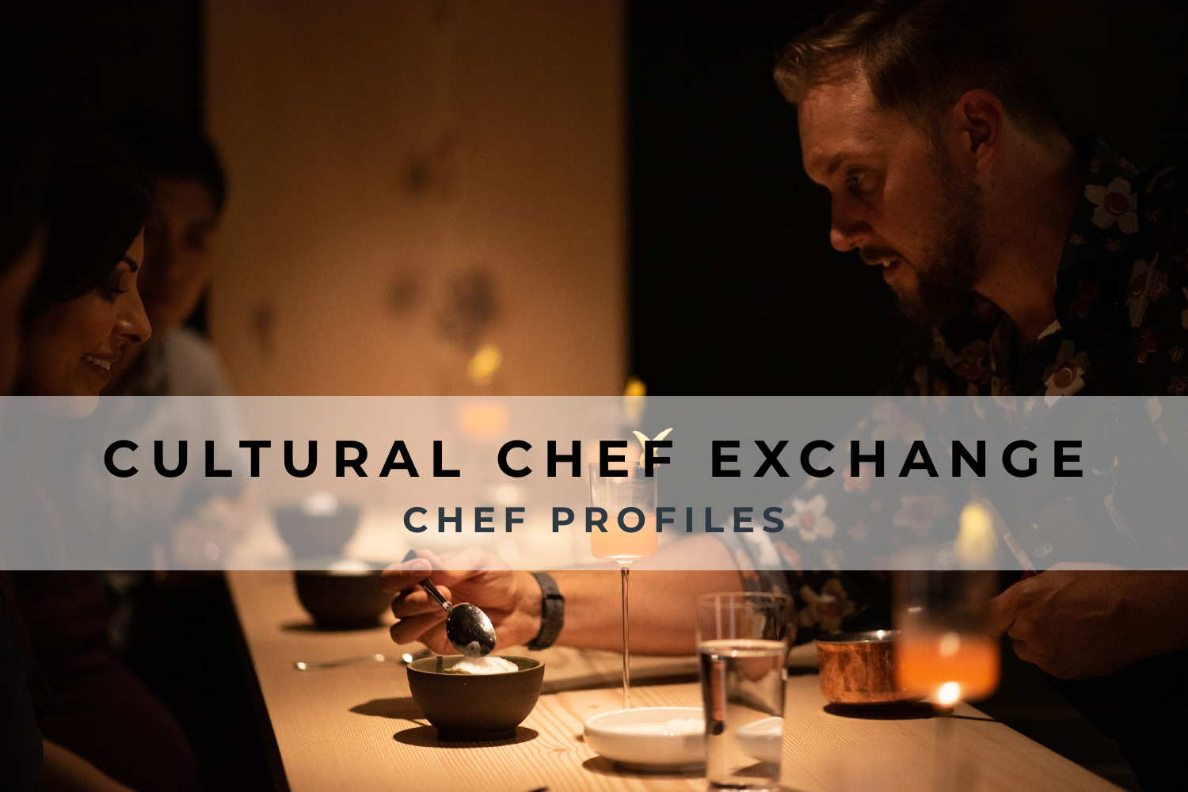# CULTURAL CHEF EXCHANGE

## CHEF PROFILES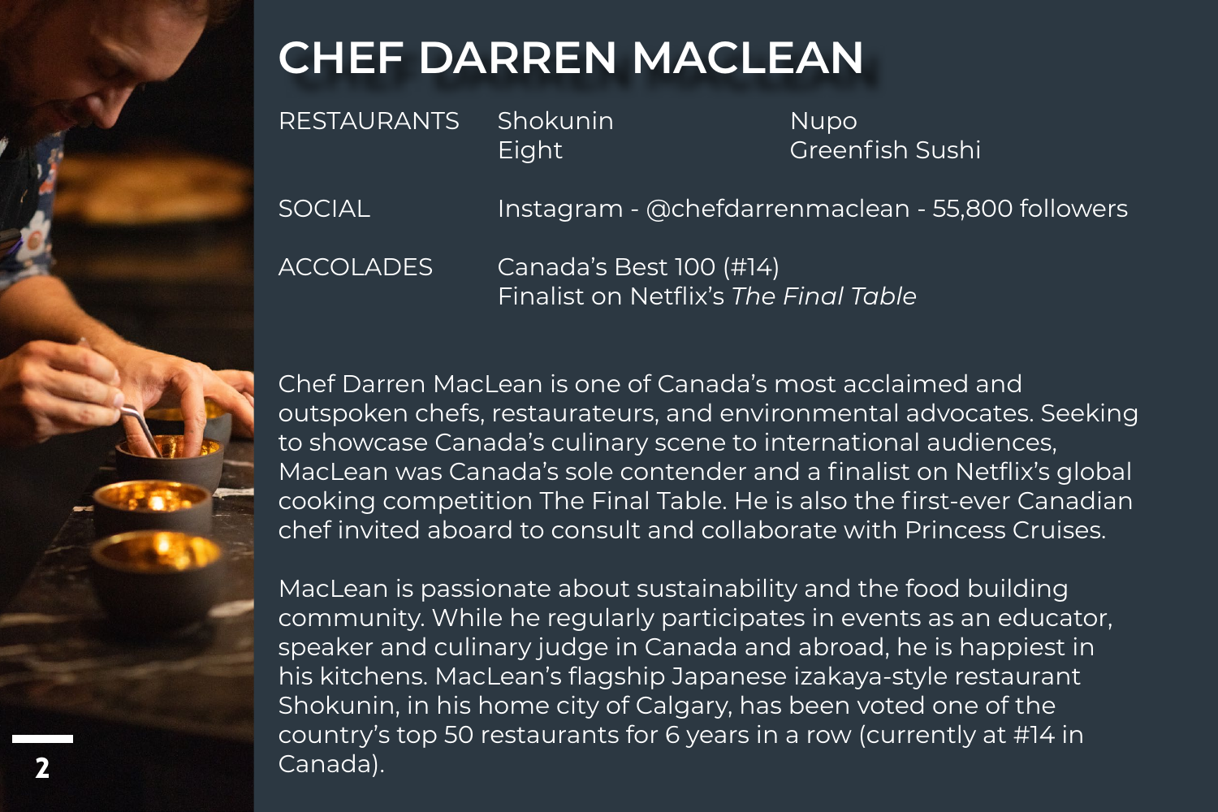# CHEF DARREN MACLEAN

| | | |
|---|---|---|
| RESTAURANTS | Shokunin<br>Eight | Nupo<br>Greenfish Sushi |
| SOCIAL | Instagram - @chefdarrenmaclean - 55,800 followers | |
| ACCOLADES | Canada's Best 100 (#14)<br>Finalist on Netflix's *The Final Table* | |

Chef Darren MacLean is one of Canada's most acclaimed and outspoken chefs, restaurateurs, and environmental advocates. Seeking to showcase Canada's culinary scene to international audiences, MacLean was Canada's sole contender and a finalist on Netflix's global cooking competition The Final Table. He is also the first-ever Canadian chef invited aboard to consult and collaborate with Princess Cruises.

MacLean is passionate about sustainability and the food building community. While he regularly participates in events as an educator, speaker and culinary judge in Canada and abroad, he is happiest in his kitchens. MacLean's flagship Japanese izakaya-style restaurant Shokunin, in his home city of Calgary, has been voted one of the country's top 50 restaurants for 6 years in a row (currently at #14 in Canada).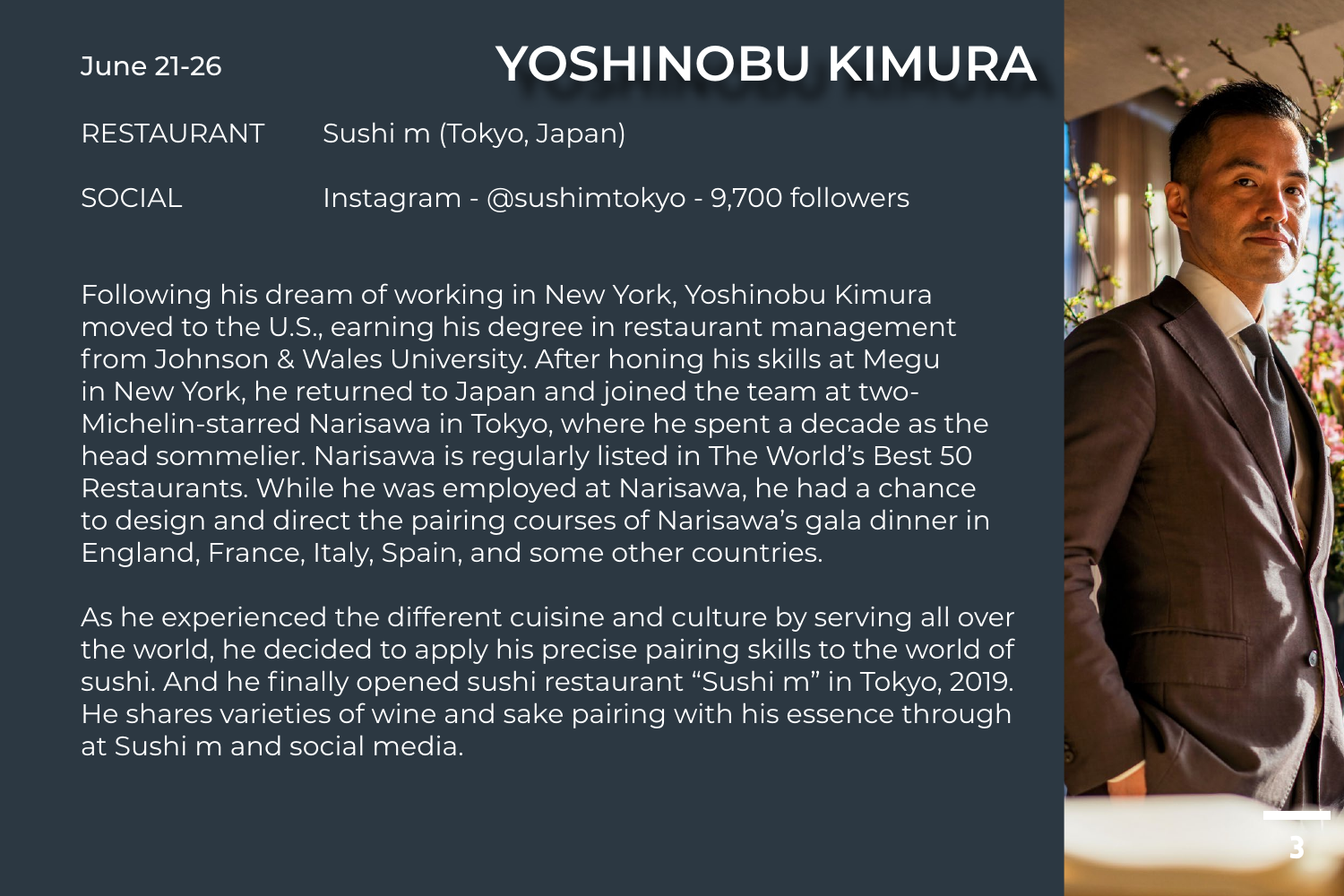June 21-26

# YOSHINOBU KIMURA

RESTAURANT Sushi m (Tokyo, Japan)

SOCIAL Instagram - @sushimtokyo - 9,700 followers

Following his dream of working in New York, Yoshinobu Kimura moved to the U.S., earning his degree in restaurant management from Johnson & Wales University. After honing his skills at Megu in New York, he returned to Japan and joined the team at two-Michelin-starred Narisawa in Tokyo, where he spent a decade as the head sommelier. Narisawa is regularly listed in The World's Best 50 Restaurants. While he was employed at Narisawa, he had a chance to design and direct the pairing courses of Narisawa's gala dinner in England, France, Italy, Spain, and some other countries.

As he experienced the different cuisine and culture by serving all over the world, he decided to apply his precise pairing skills to the world of sushi. And he finally opened sushi restaurant "Sushi m" in Tokyo, 2019. He shares varieties of wine and sake pairing with his essence through at Sushi m and social media.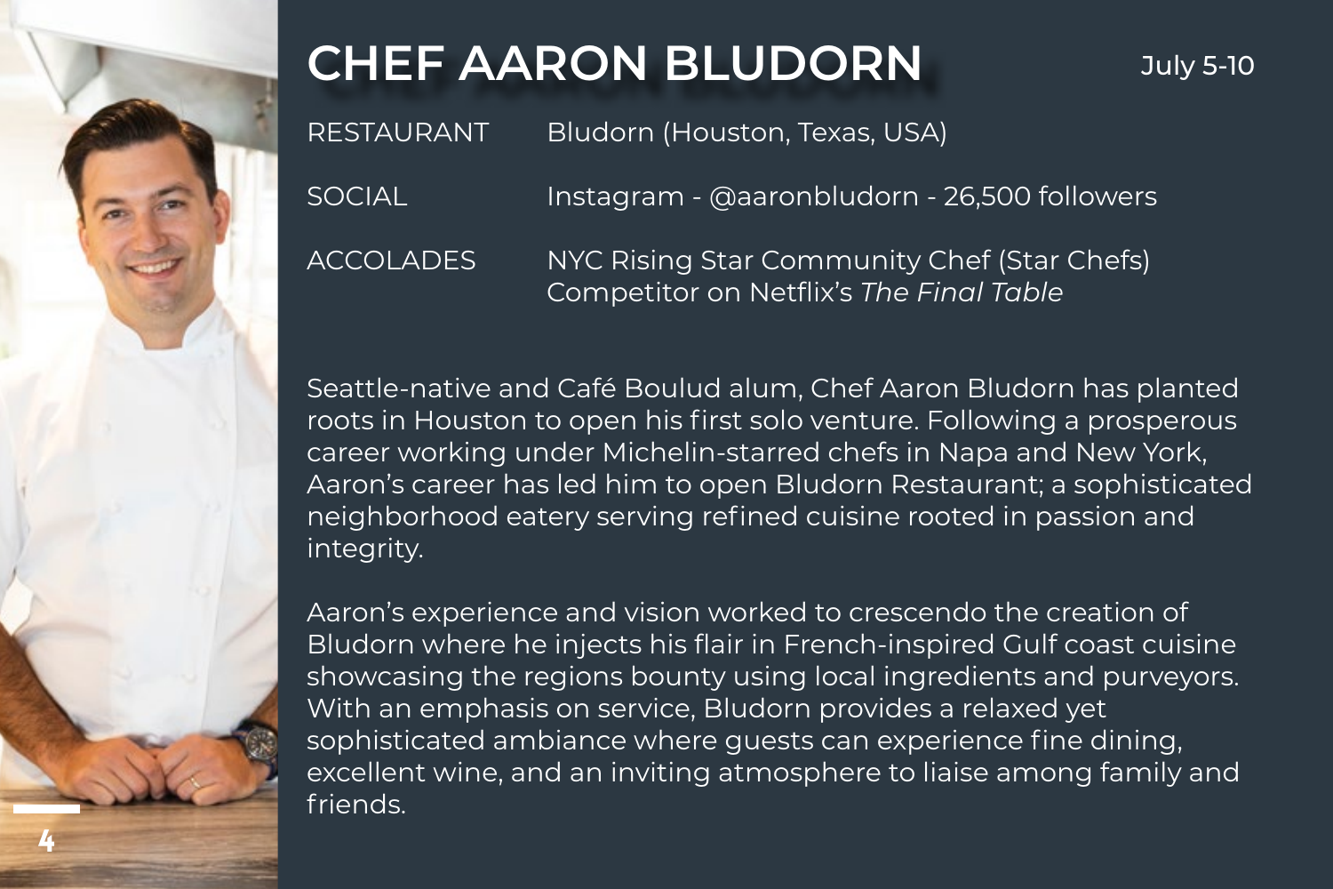# CHEF AARON BLUDORN

July 5-10

| | |
|---|---|
| RESTAURANT | Bludorn (Houston, Texas, USA) |
| SOCIAL | Instagram - @aaronbludorn - 26,500 followers |
| ACCOLADES | NYC Rising Star Community Chef (Star Chefs)<br>Competitor on Netflix's *The Final Table* |

Seattle-native and Café Boulud alum, Chef Aaron Bludorn has planted roots in Houston to open his first solo venture. Following a prosperous career working under Michelin-starred chefs in Napa and New York, Aaron's career has led him to open Bludorn Restaurant; a sophisticated neighborhood eatery serving refined cuisine rooted in passion and integrity.

Aaron's experience and vision worked to crescendo the creation of Bludorn where he injects his flair in French-inspired Gulf coast cuisine showcasing the regions bounty using local ingredients and purveyors. With an emphasis on service, Bludorn provides a relaxed yet sophisticated ambiance where guests can experience fine dining, excellent wine, and an inviting atmosphere to liaise among family and friends.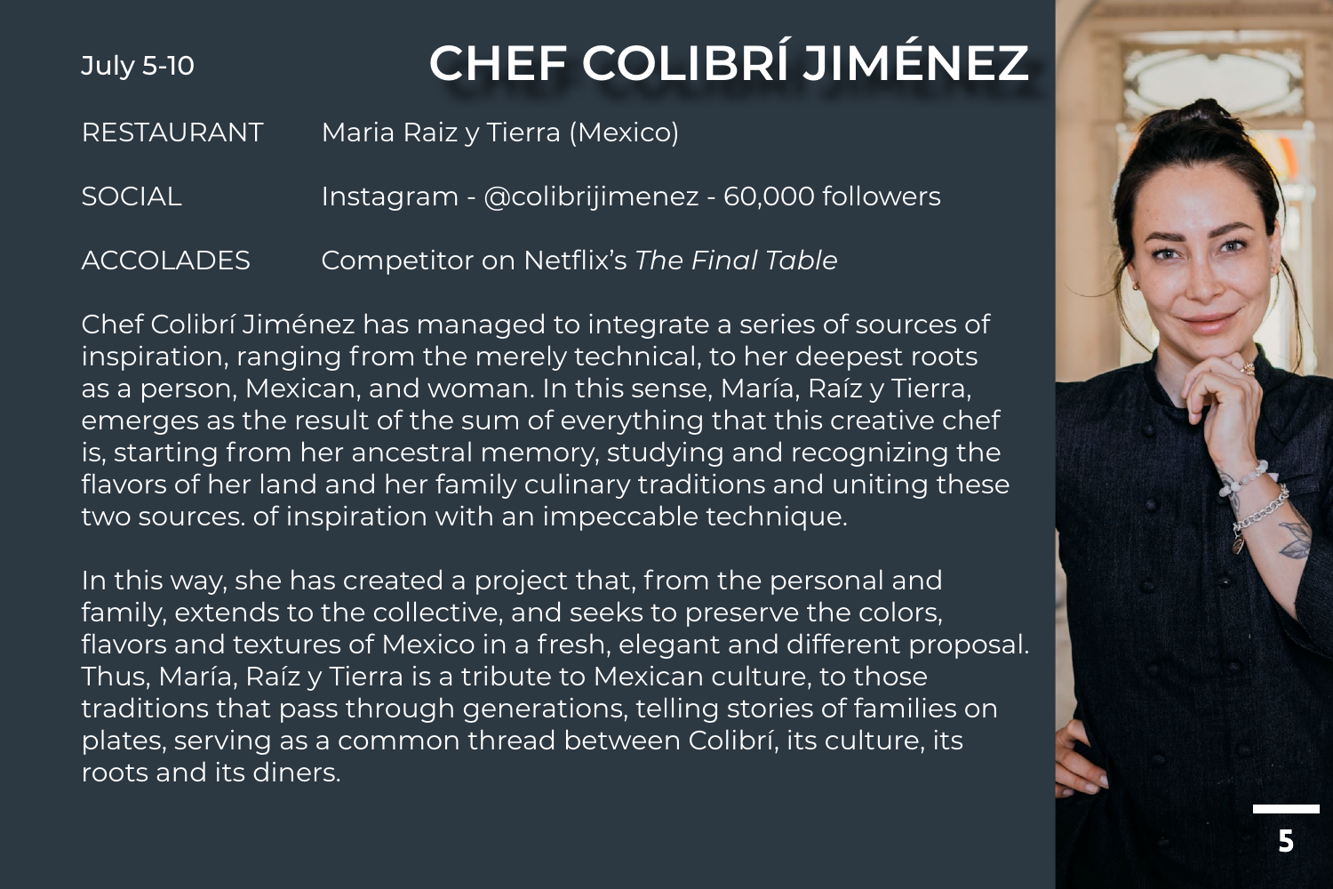July 5-10

# CHEF COLIBRÍ JIMÉNEZ

| | |
|---|---|
| RESTAURANT | Maria Raiz y Tierra (Mexico) |
| SOCIAL | Instagram - @colibrijimenez - 60,000 followers |
| ACCOLADES | Competitor on Netflix's *The Final Table* |

Chef Colibrí Jiménez has managed to integrate a series of sources of inspiration, ranging from the merely technical, to her deepest roots as a person, Mexican, and woman. In this sense, María, Raíz y Tierra, emerges as the result of the sum of everything that this creative chef is, starting from her ancestral memory, studying and recognizing the flavors of her land and her family culinary traditions and uniting these two sources. of inspiration with an impeccable technique.

In this way, she has created a project that, from the personal and family, extends to the collective, and seeks to preserve the colors, flavors and textures of Mexico in a fresh, elegant and different proposal. Thus, María, Raíz y Tierra is a tribute to Mexican culture, to those traditions that pass through generations, telling stories of families on plates, serving as a common thread between Colibrí, its culture, its roots and its diners.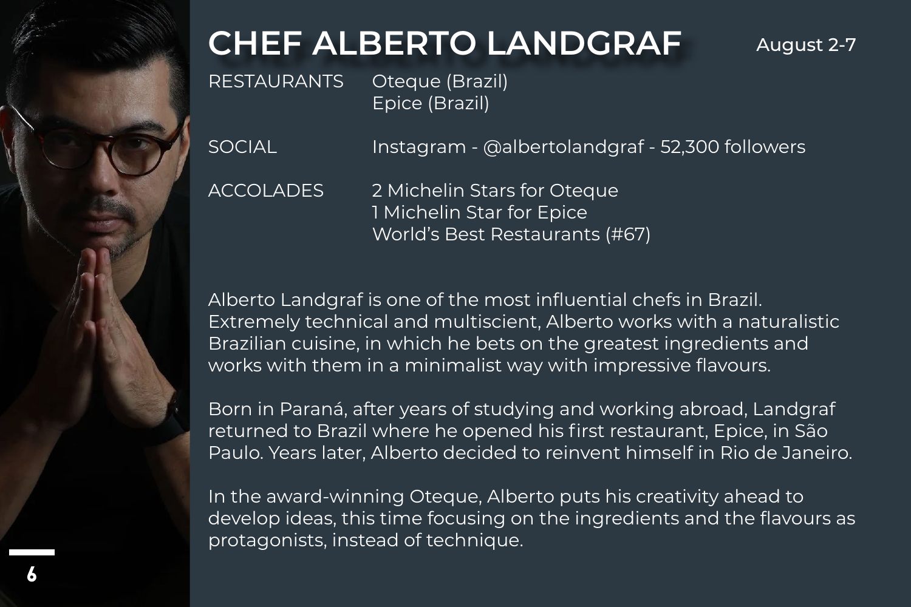# CHEF ALBERTO LANDGRAF

August 2-7

| | |
|---|---|
| RESTAURANTS | Oteque (Brazil)<br>Epice (Brazil) |
| SOCIAL | Instagram - @albertolandgraf - 52,300 followers |
| ACCOLADES | 2 Michelin Stars for Oteque<br>1 Michelin Star for Epice<br>World's Best Restaurants (#67) |

Alberto Landgraf is one of the most influential chefs in Brazil. Extremely technical and multiscient, Alberto works with a naturalistic Brazilian cuisine, in which he bets on the greatest ingredients and works with them in a minimalist way with impressive flavours.

Born in Paraná, after years of studying and working abroad, Landgraf returned to Brazil where he opened his first restaurant, Epice, in São Paulo. Years later, Alberto decided to reinvent himself in Rio de Janeiro.

In the award-winning Oteque, Alberto puts his creativity ahead to develop ideas, this time focusing on the ingredients and the flavours as protagonists, instead of technique.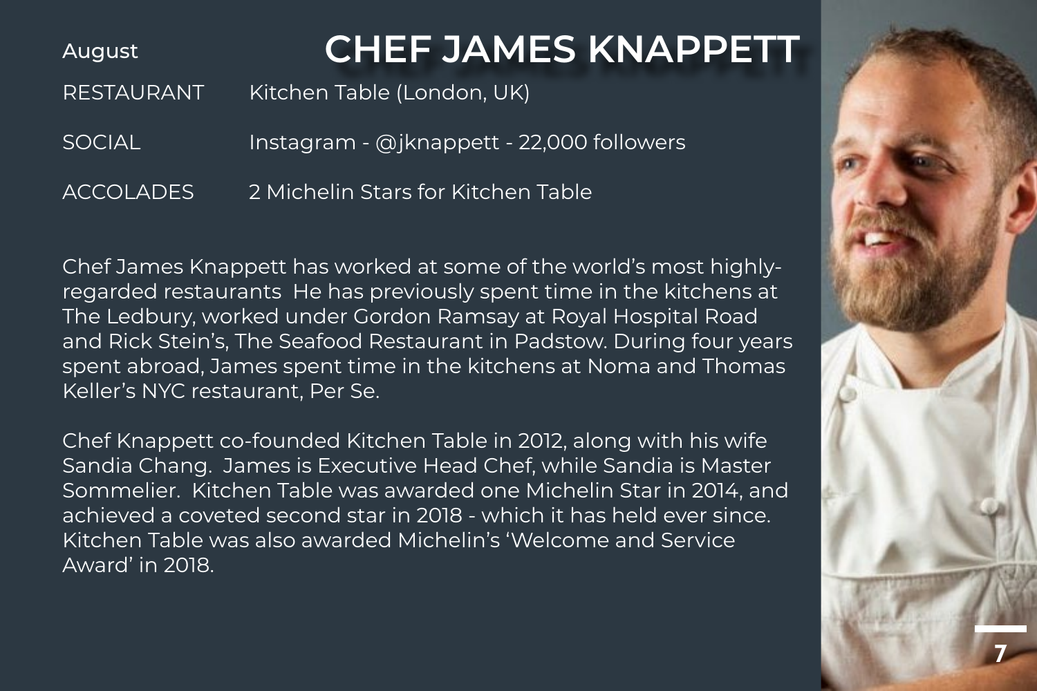August

# CHEF JAMES KNAPPETT

| | |
|---|---|
| RESTAURANT | Kitchen Table (London, UK) |
| SOCIAL | Instagram - @jknappett - 22,000 followers |
| ACCOLADES | 2 Michelin Stars for Kitchen Table |

Chef James Knappett has worked at some of the world's most highly-regarded restaurants  He has previously spent time in the kitchens at The Ledbury, worked under Gordon Ramsay at Royal Hospital Road and Rick Stein's, The Seafood Restaurant in Padstow. During four years spent abroad, James spent time in the kitchens at Noma and Thomas Keller's NYC restaurant, Per Se.

Chef Knappett co-founded Kitchen Table in 2012, along with his wife Sandia Chang.  James is Executive Head Chef, while Sandia is Master Sommelier.  Kitchen Table was awarded one Michelin Star in 2014, and achieved a coveted second star in 2018 - which it has held ever since. Kitchen Table was also awarded Michelin's 'Welcome and Service Award' in 2018.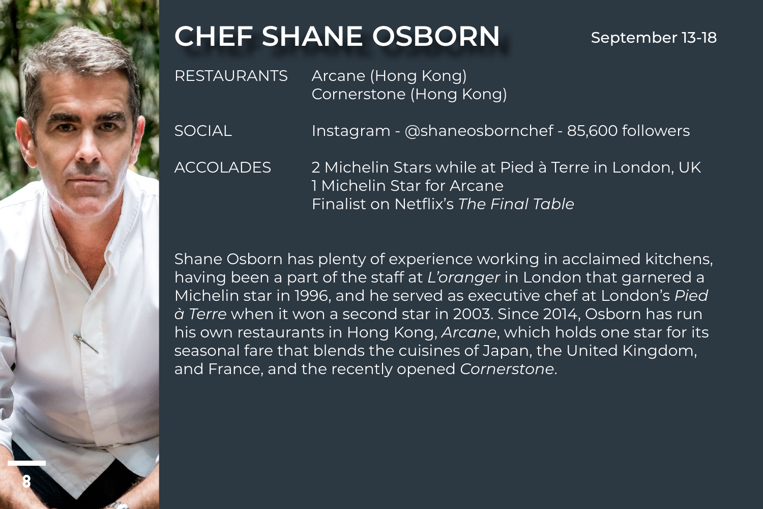# CHEF SHANE OSBORN

September 13-18

| | |
|---|---|
| RESTAURANTS | Arcane (Hong Kong)<br>Cornerstone (Hong Kong) |
| SOCIAL | Instagram - @shaneosbornchef - 85,600 followers |
| ACCOLADES | 2 Michelin Stars while at Pied à Terre in London, UK<br>1 Michelin Star for Arcane<br>Finalist on Netflix's *The Final Table* |

Shane Osborn has plenty of experience working in acclaimed kitchens, having been a part of the staff at *L'oranger* in London that garnered a Michelin star in 1996, and he served as executive chef at London's *Pied à Terre* when it won a second star in 2003. Since 2014, Osborn has run his own restaurants in Hong Kong, *Arcane*, which holds one star for its seasonal fare that blends the cuisines of Japan, the United Kingdom, and France, and the recently opened *Cornerstone*.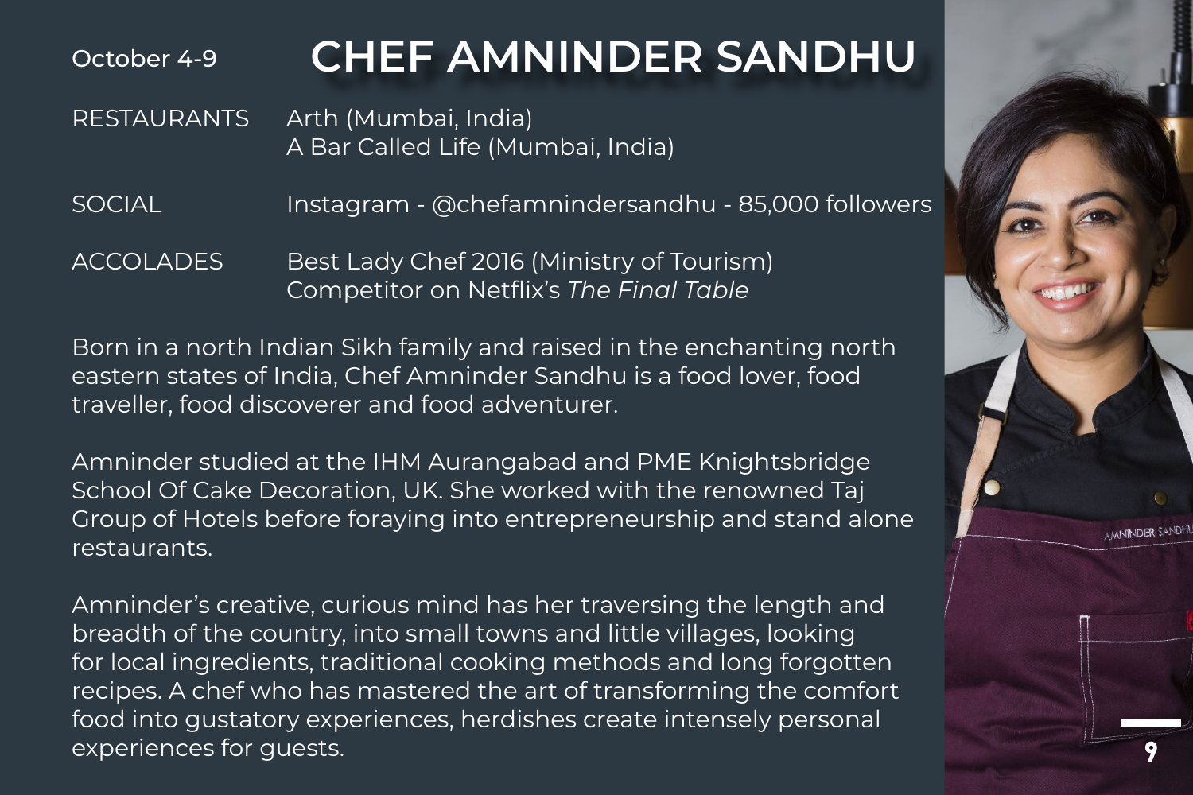October 4-9

# CHEF AMNINDER SANDHU

| | |
|---|---|
| RESTAURANTS | Arth (Mumbai, India)<br>A Bar Called Life (Mumbai, India) |
| SOCIAL | Instagram - @chefamnindersandhu - 85,000 followers |
| ACCOLADES | Best Lady Chef 2016 (Ministry of Tourism)<br>Competitor on Netflix's *The Final Table* |

Born in a north Indian Sikh family and raised in the enchanting north eastern states of India, Chef Amninder Sandhu is a food lover, food traveller, food discoverer and food adventurer.

Amninder studied at the IHM Aurangabad and PME Knightsbridge School Of Cake Decoration, UK. She worked with the renowned Taj Group of Hotels before foraying into entrepreneurship and stand alone restaurants.

Amninder's creative, curious mind has her traversing the length and breadth of the country, into small towns and little villages, looking for local ingredients, traditional cooking methods and long forgotten recipes. A chef who has mastered the art of transforming the comfort food into gustatory experiences, herdishes create intensely personal experiences for guests.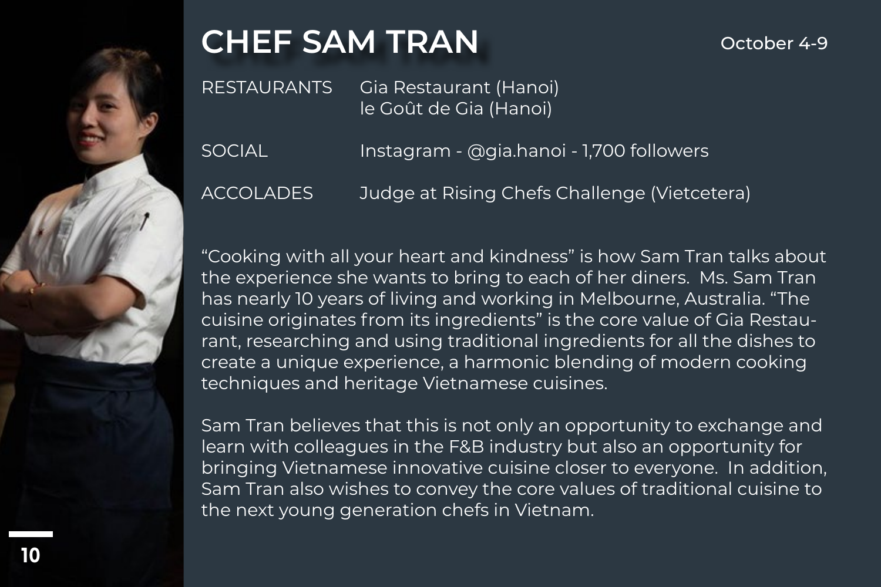# CHEF SAM TRAN

October 4-9

| | |
|---|---|
| RESTAURANTS | Gia Restaurant (Hanoi)<br>le Goût de Gia (Hanoi) |
| SOCIAL | Instagram - @gia.hanoi - 1,700 followers |
| ACCOLADES | Judge at Rising Chefs Challenge (Vietcetera) |

"Cooking with all your heart and kindness" is how Sam Tran talks about the experience she wants to bring to each of her diners. Ms. Sam Tran has nearly 10 years of living and working in Melbourne, Australia. "The cuisine originates from its ingredients" is the core value of Gia Restaurant, researching and using traditional ingredients for all the dishes to create a unique experience, a harmonic blending of modern cooking techniques and heritage Vietnamese cuisines.

Sam Tran believes that this is not only an opportunity to exchange and learn with colleagues in the F&B industry but also an opportunity for bringing Vietnamese innovative cuisine closer to everyone. In addition, Sam Tran also wishes to convey the core values of traditional cuisine to the next young generation chefs in Vietnam.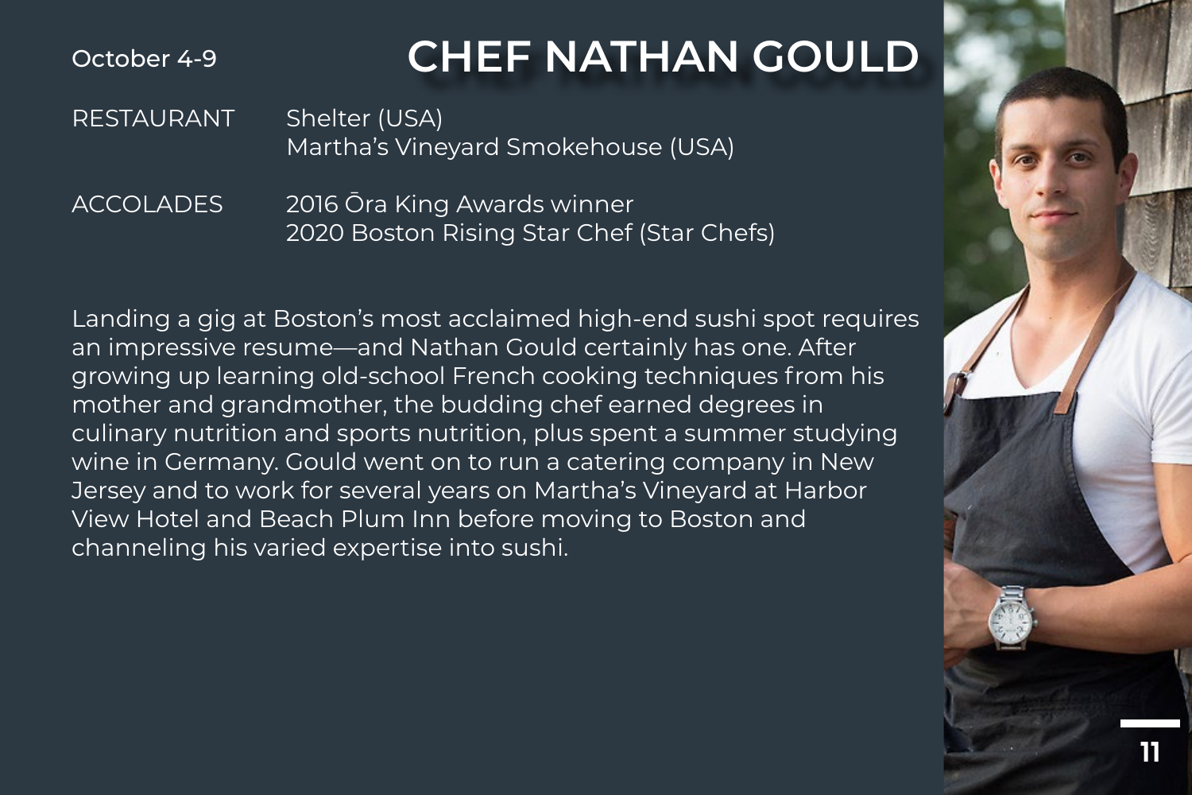October 4-9

# CHEF NATHAN GOULD

| | |
|---|---|
| RESTAURANT | Shelter (USA)<br>Martha's Vineyard Smokehouse (USA) |
| ACCOLADES | 2016 Ōra King Awards winner<br>2020 Boston Rising Star Chef (Star Chefs) |

Landing a gig at Boston's most acclaimed high-end sushi spot requires an impressive resume—and Nathan Gould certainly has one. After growing up learning old-school French cooking techniques from his mother and grandmother, the budding chef earned degrees in culinary nutrition and sports nutrition, plus spent a summer studying wine in Germany. Gould went on to run a catering company in New Jersey and to work for several years on Martha's Vineyard at Harbor View Hotel and Beach Plum Inn before moving to Boston and channeling his varied expertise into sushi.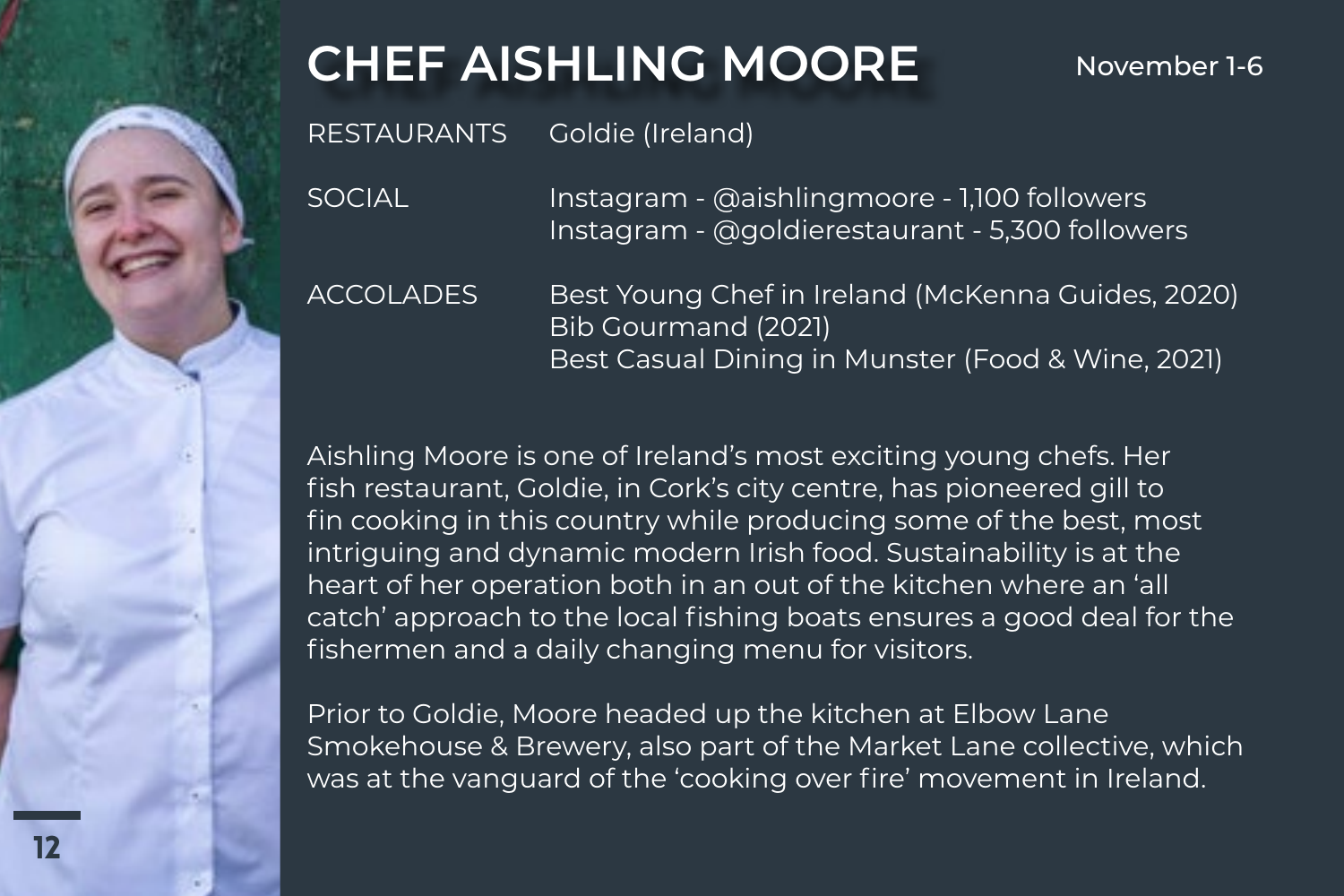# CHEF AISHLING MOORE

November 1-6

| | |
|---|---|
| RESTAURANTS | Goldie (Ireland) |
| SOCIAL | Instagram - @aishlingmoore - 1,100 followers<br>Instagram - @goldierestaurant - 5,300 followers |
| ACCOLADES | Best Young Chef in Ireland (McKenna Guides, 2020)<br>Bib Gourmand (2021)<br>Best Casual Dining in Munster (Food & Wine, 2021) |

Aishling Moore is one of Ireland's most exciting young chefs. Her fish restaurant, Goldie, in Cork's city centre, has pioneered gill to fin cooking in this country while producing some of the best, most intriguing and dynamic modern Irish food. Sustainability is at the heart of her operation both in an out of the kitchen where an 'all catch' approach to the local fishing boats ensures a good deal for the fishermen and a daily changing menu for visitors.

Prior to Goldie, Moore headed up the kitchen at Elbow Lane Smokehouse & Brewery, also part of the Market Lane collective, which was at the vanguard of the 'cooking over fire' movement in Ireland.